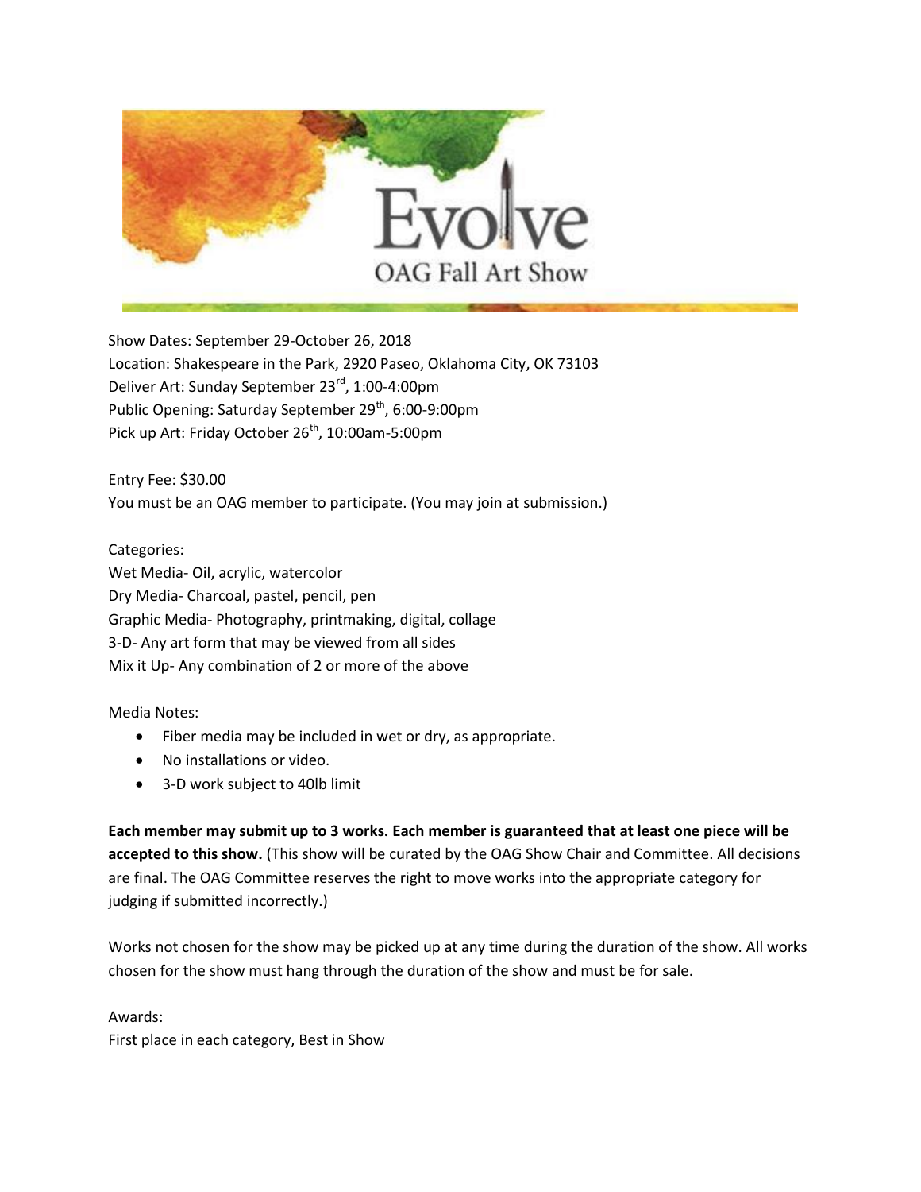# Evolve

## OAG Fall Art Show

Show Dates: September 29-October 26, 2018
Location: Shakespeare in the Park, 2920 Paseo, Oklahoma City, OK 73103
Deliver Art: Sunday September 23rd, 1:00-4:00pm
Public Opening: Saturday September 29th, 6:00-9:00pm
Pick up Art: Friday October 26th, 10:00am-5:00pm

Entry Fee: $30.00
You must be an OAG member to participate. (You may join at submission.)

Categories:
Wet Media- Oil, acrylic, watercolor
Dry Media- Charcoal, pastel, pencil, pen
Graphic Media- Photography, printmaking, digital, collage
3-D- Any art form that may be viewed from all sides
Mix it Up- Any combination of 2 or more of the above

Media Notes:

- Fiber media may be included in wet or dry, as appropriate.
- No installations or video.
- 3-D work subject to 40lb limit

**Each member may submit up to 3 works. Each member is guaranteed that at least one piece will be accepted to this show.** (This show will be curated by the OAG Show Chair and Committee. All decisions are final. The OAG Committee reserves the right to move works into the appropriate category for judging if submitted incorrectly.)

Works not chosen for the show may be picked up at any time during the duration of the show. All works chosen for the show must hang through the duration of the show and must be for sale.

Awards:
First place in each category, Best in Show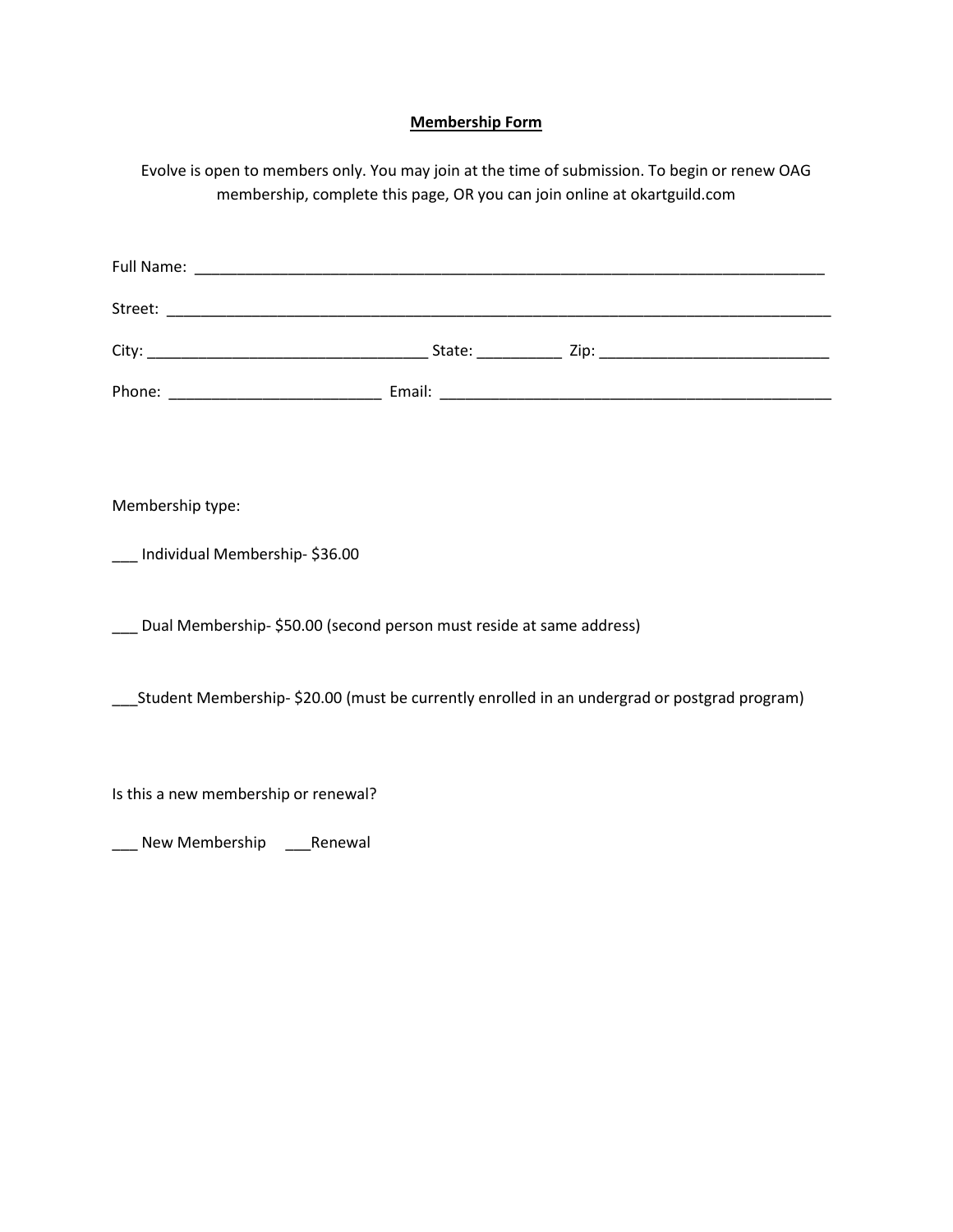**Membership Form**

Evolve is open to members only. You may join at the time of submission. To begin or renew OAG membership, complete this page, OR you can join online at okartguild.com

Full Name: ___________________________________________________________________________

Street: _________________________________________________________________________________

City: _________________________________ State: __________ Zip: ___________________________

Phone: _________________________ Email: _______________________________________________

Membership type:

___ Individual Membership- $36.00

___ Dual Membership- $50.00 (second person must reside at same address)

___Student Membership- $20.00 (must be currently enrolled in an undergrad or postgrad program)

Is this a new membership or renewal?

___ New Membership ___Renewal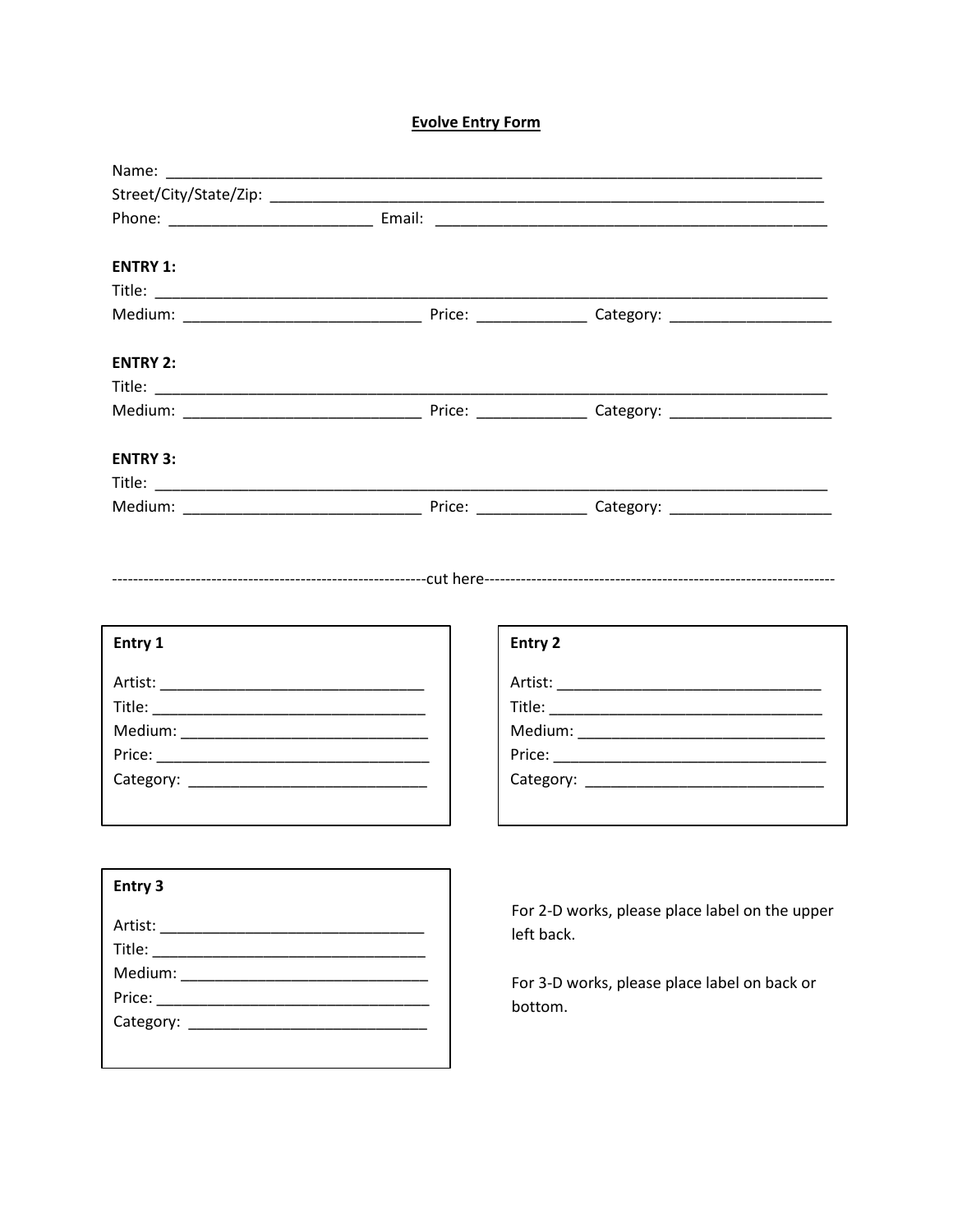**Evolve Entry Form**

Name: ___________________________________________________________________________

Street/City/State/Zip: _____________________________________________________________________

Phone: ________________________ Email: _____________________________________________

**ENTRY 1:**

Title: _______________________________________________________________________________

Medium: ____________________________ Price: _____________ Category: ___________________

**ENTRY 2:**

Title: _______________________________________________________________________________

Medium: ____________________________ Price: _____________ Category: ___________________

**ENTRY 3:**

Title: _______________________________________________________________________________

Medium: ____________________________ Price: _____________ Category: ___________________

------------------------------------------------------------cut here-------------------------------------------------------------------

**Entry 1**

Artist: _______________________________

Title: ________________________________

Medium: ______________________________

Price: ________________________________

Category: ____________________________

**Entry 2**

Artist: _______________________________

Title: ________________________________

Medium: ______________________________

Price: ________________________________

Category: ____________________________

**Entry 3**

Artist: _______________________________

Title: ________________________________

Medium: ______________________________

Price: ________________________________

Category: ____________________________

For 2-D works, please place label on the upper left back.

For 3-D works, please place label on back or bottom.